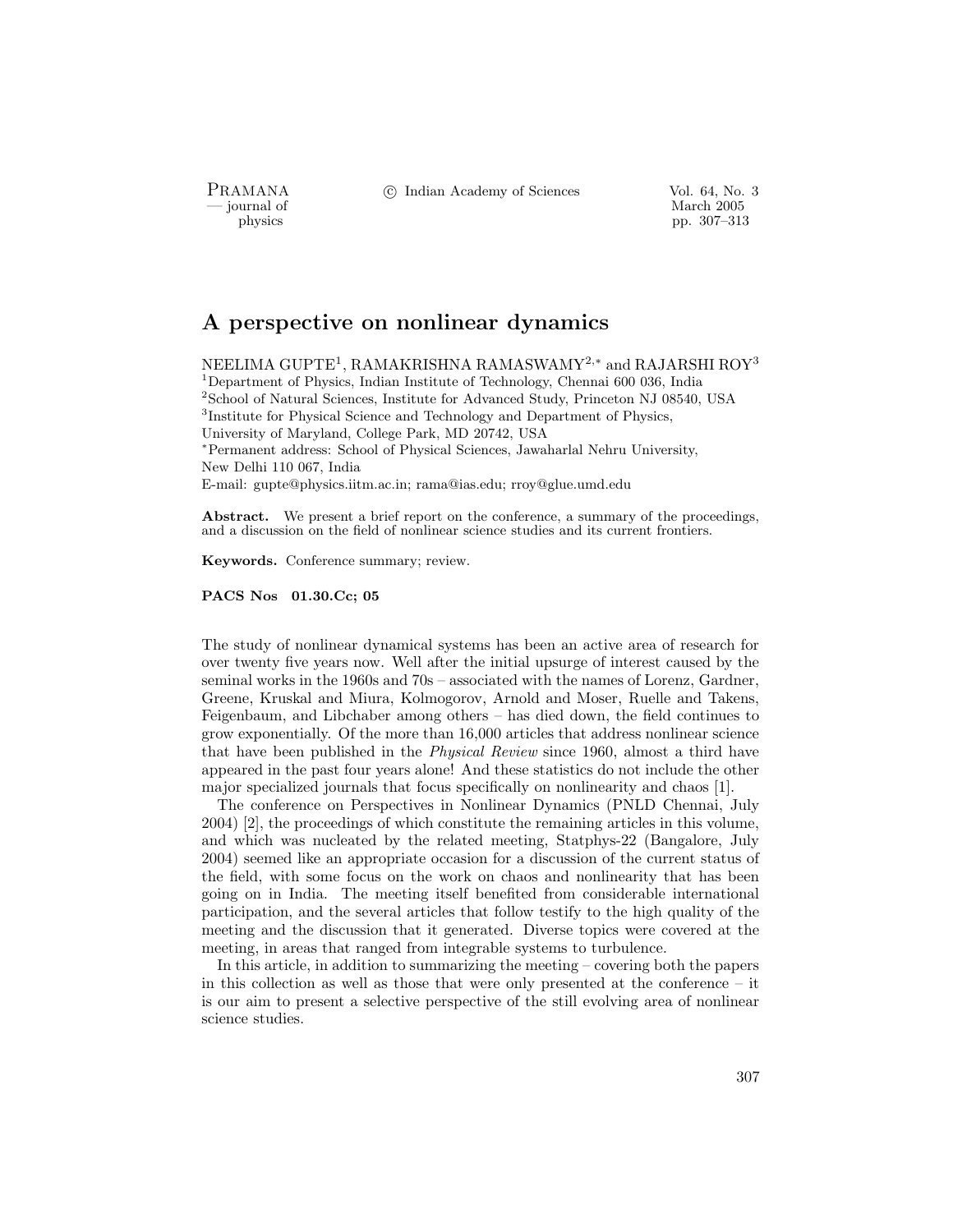# A perspective on nonlinear dynamics

NEELIMA GUPTE[1], RAMAKRISHNA RAMASWAMY[2,*] and RAJARSHI ROY[3]

[1]Department of Physics, Indian Institute of Technology, Chennai 600 036, India
[2]School of Natural Sciences, Institute for Advanced Study, Princeton NJ 08540, USA
[3]Institute for Physical Science and Technology and Department of Physics, University of Maryland, College Park, MD 20742, USA
[*]Permanent address: School of Physical Sciences, Jawaharlal Nehru University, New Delhi 110 067, India
E-mail: gupte@physics.iitm.ac.in; rama@ias.edu; rroy@glue.umd.edu

**Abstract.** We present a brief report on the conference, a summary of the proceedings, and a discussion on the field of nonlinear science studies and its current frontiers.

**Keywords.** Conference summary; review.

**PACS Nos 01.30.Cc; 05**

The study of nonlinear dynamical systems has been an active area of research for over twenty five years now. Well after the initial upsurge of interest caused by the seminal works in the 1960s and 70s – associated with the names of Lorenz, Gardner, Greene, Kruskal and Miura, Kolmogorov, Arnold and Moser, Ruelle and Takens, Feigenbaum, and Libchaber among others – has died down, the field continues to grow exponentially. Of the more than 16,000 articles that address nonlinear science that have been published in the *Physical Review* since 1960, almost a third have appeared in the past four years alone! And these statistics do not include the other major specialized journals that focus specifically on nonlinearity and chaos [1].

The conference on Perspectives in Nonlinear Dynamics (PNLD Chennai, July 2004) [2], the proceedings of which constitute the remaining articles in this volume, and which was nucleated by the related meeting, Statphys-22 (Bangalore, July 2004) seemed like an appropriate occasion for a discussion of the current status of the field, with some focus on the work on chaos and nonlinearity that has been going on in India. The meeting itself benefited from considerable international participation, and the several articles that follow testify to the high quality of the meeting and the discussion that it generated. Diverse topics were covered at the meeting, in areas that ranged from integrable systems to turbulence.

In this article, in addition to summarizing the meeting – covering both the papers in this collection as well as those that were only presented at the conference – it is our aim to present a selective perspective of the still evolving area of nonlinear science studies.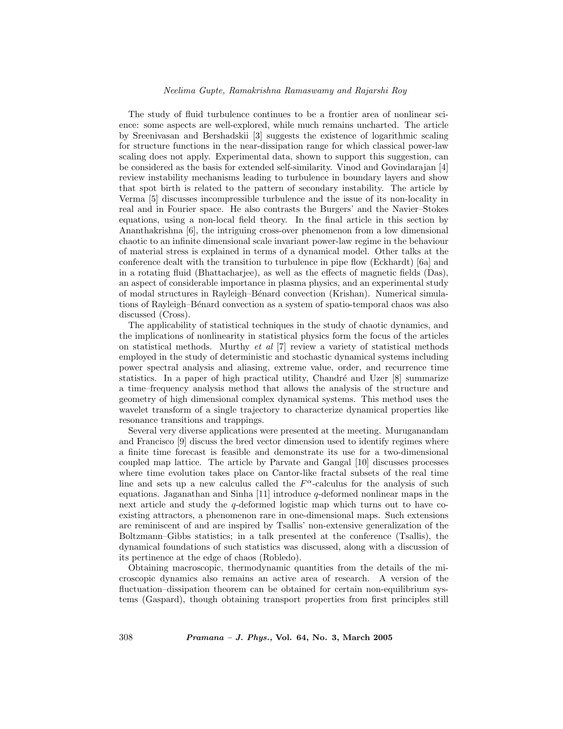The study of fluid turbulence continues to be a frontier area of nonlinear science: some aspects are well-explored, while much remains uncharted. The article by Sreenivasan and Bershadskii [3] suggests the existence of logarithmic scaling for structure functions in the near-dissipation range for which classical power-law scaling does not apply. Experimental data, shown to support this suggestion, can be considered as the basis for extended self-similarity. Vinod and Govindarajan [4] review instability mechanisms leading to turbulence in boundary layers and show that spot birth is related to the pattern of secondary instability. The article by Verma [5] discusses incompressible turbulence and the issue of its non-locality in real and in Fourier space. He also contrasts the Burgers' and the Navier–Stokes equations, using a non-local field theory. In the final article in this section by Ananthakrishna [6], the intriguing cross-over phenomenon from a low dimensional chaotic to an infinite dimensional scale invariant power-law regime in the behaviour of material stress is explained in terms of a dynamical model. Other talks at the conference dealt with the transition to turbulence in pipe flow (Eckhardt) [6a] and in a rotating fluid (Bhattacharjee), as well as the effects of magnetic fields (Das), an aspect of considerable importance in plasma physics, and an experimental study of modal structures in Rayleigh–Bénard convection (Krishan). Numerical simulations of Rayleigh–Bénard convection as a system of spatio-temporal chaos was also discussed (Cross).

The applicability of statistical techniques in the study of chaotic dynamics, and the implications of nonlinearity in statistical physics form the focus of the articles on statistical methods. Murthy *et al* [7] review a variety of statistical methods employed in the study of deterministic and stochastic dynamical systems including power spectral analysis and aliasing, extreme value, order, and recurrence time statistics. In a paper of high practical utility, Chandré and Uzer [8] summarize a time–frequency analysis method that allows the analysis of the structure and geometry of high dimensional complex dynamical systems. This method uses the wavelet transform of a single trajectory to characterize dynamical properties like resonance transitions and trappings.

Several very diverse applications were presented at the meeting. Muruganandam and Francisco [9] discuss the bred vector dimension used to identify regimes where a finite time forecast is feasible and demonstrate its use for a two-dimensional coupled map lattice. The article by Parvate and Gangal [10] discusses processes where time evolution takes place on Cantor-like fractal subsets of the real time line and sets up a new calculus called the $F^\alpha$-calculus for the analysis of such equations. Jaganathan and Sinha [11] introduce $q$-deformed nonlinear maps in the next article and study the $q$-deformed logistic map which turns out to have co-existing attractors, a phenomenon rare in one-dimensional maps. Such extensions are reminiscent of and are inspired by Tsallis' non-extensive generalization of the Boltzmann–Gibbs statistics; in a talk presented at the conference (Tsallis), the dynamical foundations of such statistics was discussed, along with a discussion of its pertinence at the edge of chaos (Robledo).

Obtaining macroscopic, thermodynamic quantities from the details of the microscopic dynamics also remains an active area of research. A version of the fluctuation–dissipation theorem can be obtained for certain non-equilibrium systems (Gaspard), though obtaining transport properties from first principles still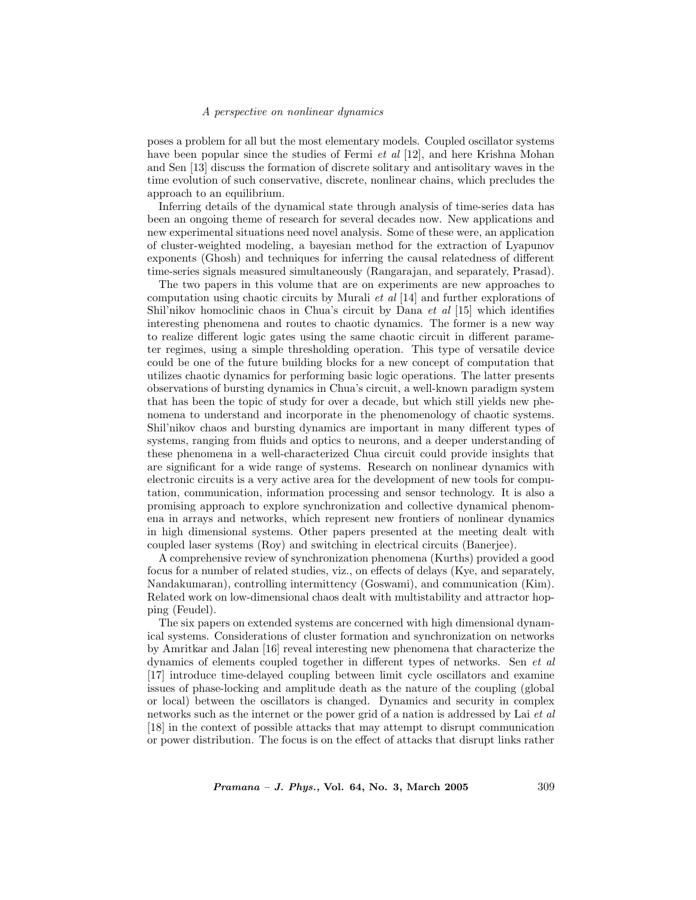poses a problem for all but the most elementary models. Coupled oscillator systems have been popular since the studies of Fermi *et al* [12], and here Krishna Mohan and Sen [13] discuss the formation of discrete solitary and antisolitary waves in the time evolution of such conservative, discrete, nonlinear chains, which precludes the approach to an equilibrium.

Inferring details of the dynamical state through analysis of time-series data has been an ongoing theme of research for several decades now. New applications and new experimental situations need novel analysis. Some of these were, an application of cluster-weighted modeling, a bayesian method for the extraction of Lyapunov exponents (Ghosh) and techniques for inferring the causal relatedness of different time-series signals measured simultaneously (Rangarajan, and separately, Prasad).

The two papers in this volume that are on experiments are new approaches to computation using chaotic circuits by Murali *et al* [14] and further explorations of Shil'nikov homoclinic chaos in Chua's circuit by Dana *et al* [15] which identifies interesting phenomena and routes to chaotic dynamics. The former is a new way to realize different logic gates using the same chaotic circuit in different parameter regimes, using a simple thresholding operation. This type of versatile device could be one of the future building blocks for a new concept of computation that utilizes chaotic dynamics for performing basic logic operations. The latter presents observations of bursting dynamics in Chua's circuit, a well-known paradigm system that has been the topic of study for over a decade, but which still yields new phenomena to understand and incorporate in the phenomenology of chaotic systems. Shil'nikov chaos and bursting dynamics are important in many different types of systems, ranging from fluids and optics to neurons, and a deeper understanding of these phenomena in a well-characterized Chua circuit could provide insights that are significant for a wide range of systems. Research on nonlinear dynamics with electronic circuits is a very active area for the development of new tools for computation, communication, information processing and sensor technology. It is also a promising approach to explore synchronization and collective dynamical phenomena in arrays and networks, which represent new frontiers of nonlinear dynamics in high dimensional systems. Other papers presented at the meeting dealt with coupled laser systems (Roy) and switching in electrical circuits (Banerjee).

A comprehensive review of synchronization phenomena (Kurths) provided a good focus for a number of related studies, viz., on effects of delays (Kye, and separately, Nandakumaran), controlling intermittency (Goswami), and communication (Kim). Related work on low-dimensional chaos dealt with multistability and attractor hopping (Feudel).

The six papers on extended systems are concerned with high dimensional dynamical systems. Considerations of cluster formation and synchronization on networks by Amritkar and Jalan [16] reveal interesting new phenomena that characterize the dynamics of elements coupled together in different types of networks. Sen *et al* [17] introduce time-delayed coupling between limit cycle oscillators and examine issues of phase-locking and amplitude death as the nature of the coupling (global or local) between the oscillators is changed. Dynamics and security in complex networks such as the internet or the power grid of a nation is addressed by Lai *et al* [18] in the context of possible attacks that may attempt to disrupt communication or power distribution. The focus is on the effect of attacks that disrupt links rather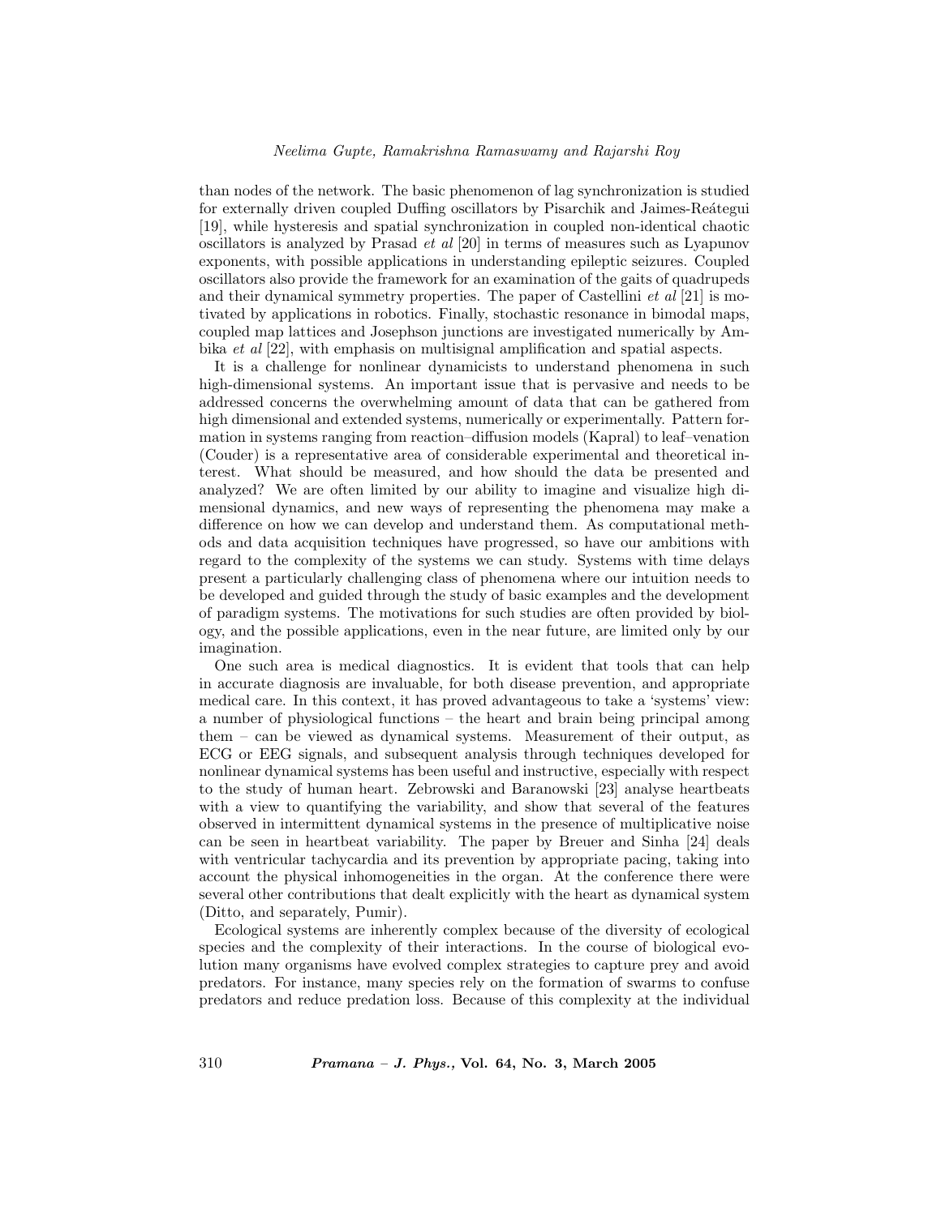than nodes of the network. The basic phenomenon of lag synchronization is studied for externally driven coupled Duffing oscillators by Pisarchik and Jaimes-Reátegui [19], while hysteresis and spatial synchronization in coupled non-identical chaotic oscillators is analyzed by Prasad *et al* [20] in terms of measures such as Lyapunov exponents, with possible applications in understanding epileptic seizures. Coupled oscillators also provide the framework for an examination of the gaits of quadrupeds and their dynamical symmetry properties. The paper of Castellini *et al* [21] is motivated by applications in robotics. Finally, stochastic resonance in bimodal maps, coupled map lattices and Josephson junctions are investigated numerically by Ambika *et al* [22], with emphasis on multisignal amplification and spatial aspects.

It is a challenge for nonlinear dynamicists to understand phenomena in such high-dimensional systems. An important issue that is pervasive and needs to be addressed concerns the overwhelming amount of data that can be gathered from high dimensional and extended systems, numerically or experimentally. Pattern formation in systems ranging from reaction–diffusion models (Kapral) to leaf–venation (Couder) is a representative area of considerable experimental and theoretical interest. What should be measured, and how should the data be presented and analyzed? We are often limited by our ability to imagine and visualize high dimensional dynamics, and new ways of representing the phenomena may make a difference on how we can develop and understand them. As computational methods and data acquisition techniques have progressed, so have our ambitions with regard to the complexity of the systems we can study. Systems with time delays present a particularly challenging class of phenomena where our intuition needs to be developed and guided through the study of basic examples and the development of paradigm systems. The motivations for such studies are often provided by biology, and the possible applications, even in the near future, are limited only by our imagination.

One such area is medical diagnostics. It is evident that tools that can help in accurate diagnosis are invaluable, for both disease prevention, and appropriate medical care. In this context, it has proved advantageous to take a 'systems' view: a number of physiological functions – the heart and brain being principal among them – can be viewed as dynamical systems. Measurement of their output, as ECG or EEG signals, and subsequent analysis through techniques developed for nonlinear dynamical systems has been useful and instructive, especially with respect to the study of human heart. Zebrowski and Baranowski [23] analyse heartbeats with a view to quantifying the variability, and show that several of the features observed in intermittent dynamical systems in the presence of multiplicative noise can be seen in heartbeat variability. The paper by Breuer and Sinha [24] deals with ventricular tachycardia and its prevention by appropriate pacing, taking into account the physical inhomogeneities in the organ. At the conference there were several other contributions that dealt explicitly with the heart as dynamical system (Ditto, and separately, Pumir).

Ecological systems are inherently complex because of the diversity of ecological species and the complexity of their interactions. In the course of biological evolution many organisms have evolved complex strategies to capture prey and avoid predators. For instance, many species rely on the formation of swarms to confuse predators and reduce predation loss. Because of this complexity at the individual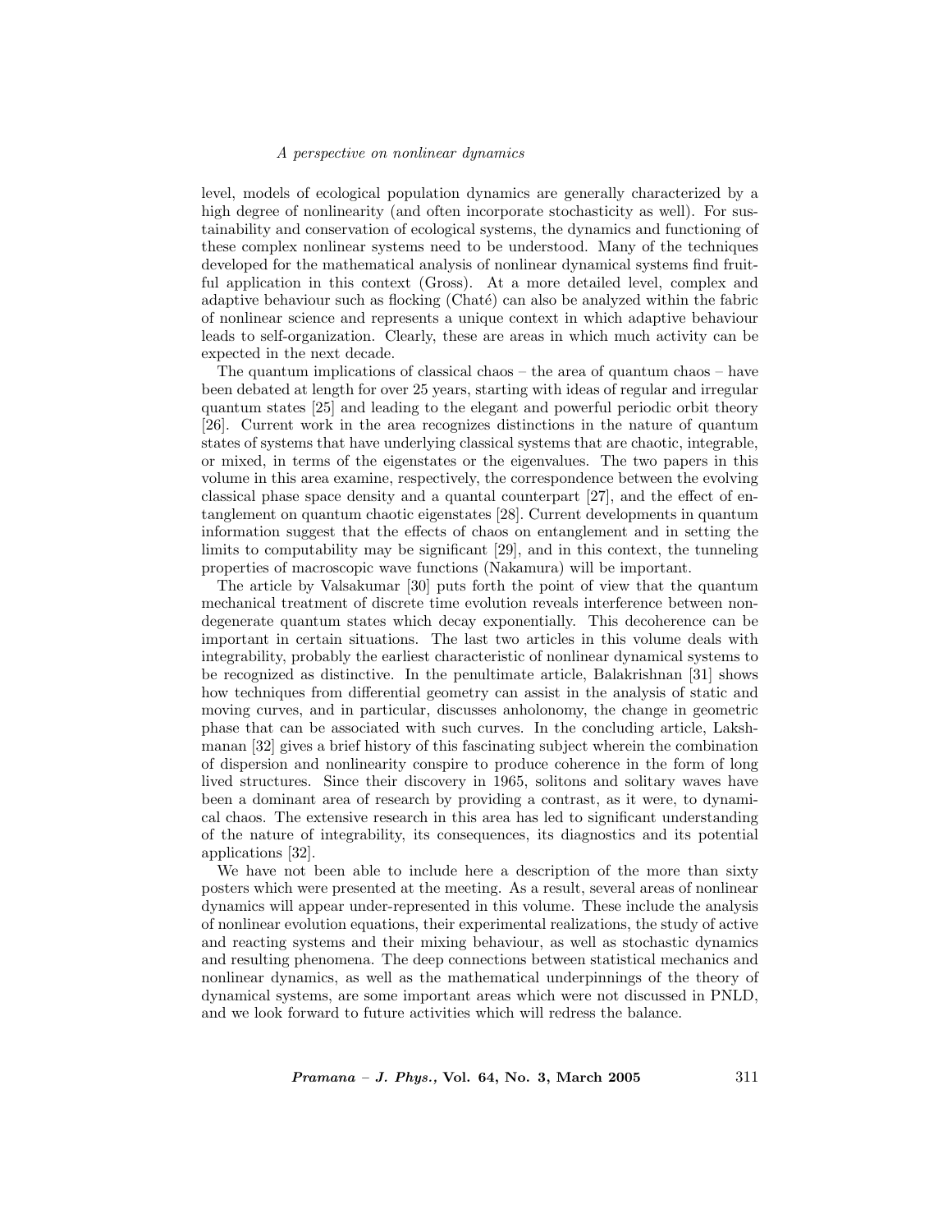level, models of ecological population dynamics are generally characterized by a high degree of nonlinearity (and often incorporate stochasticity as well). For sustainability and conservation of ecological systems, the dynamics and functioning of these complex nonlinear systems need to be understood. Many of the techniques developed for the mathematical analysis of nonlinear dynamical systems find fruitful application in this context (Gross). At a more detailed level, complex and adaptive behaviour such as flocking (Chaté) can also be analyzed within the fabric of nonlinear science and represents a unique context in which adaptive behaviour leads to self-organization. Clearly, these are areas in which much activity can be expected in the next decade.

The quantum implications of classical chaos – the area of quantum chaos – have been debated at length for over 25 years, starting with ideas of regular and irregular quantum states [25] and leading to the elegant and powerful periodic orbit theory [26]. Current work in the area recognizes distinctions in the nature of quantum states of systems that have underlying classical systems that are chaotic, integrable, or mixed, in terms of the eigenstates or the eigenvalues. The two papers in this volume in this area examine, respectively, the correspondence between the evolving classical phase space density and a quantal counterpart [27], and the effect of entanglement on quantum chaotic eigenstates [28]. Current developments in quantum information suggest that the effects of chaos on entanglement and in setting the limits to computability may be significant [29], and in this context, the tunneling properties of macroscopic wave functions (Nakamura) will be important.

The article by Valsakumar [30] puts forth the point of view that the quantum mechanical treatment of discrete time evolution reveals interference between nondegenerate quantum states which decay exponentially. This decoherence can be important in certain situations. The last two articles in this volume deals with integrability, probably the earliest characteristic of nonlinear dynamical systems to be recognized as distinctive. In the penultimate article, Balakrishnan [31] shows how techniques from differential geometry can assist in the analysis of static and moving curves, and in particular, discusses anholonomy, the change in geometric phase that can be associated with such curves. In the concluding article, Lakshmanan [32] gives a brief history of this fascinating subject wherein the combination of dispersion and nonlinearity conspire to produce coherence in the form of long lived structures. Since their discovery in 1965, solitons and solitary waves have been a dominant area of research by providing a contrast, as it were, to dynamical chaos. The extensive research in this area has led to significant understanding of the nature of integrability, its consequences, its diagnostics and its potential applications [32].

We have not been able to include here a description of the more than sixty posters which were presented at the meeting. As a result, several areas of nonlinear dynamics will appear under-represented in this volume. These include the analysis of nonlinear evolution equations, their experimental realizations, the study of active and reacting systems and their mixing behaviour, as well as stochastic dynamics and resulting phenomena. The deep connections between statistical mechanics and nonlinear dynamics, as well as the mathematical underpinnings of the theory of dynamical systems, are some important areas which were not discussed in PNLD, and we look forward to future activities which will redress the balance.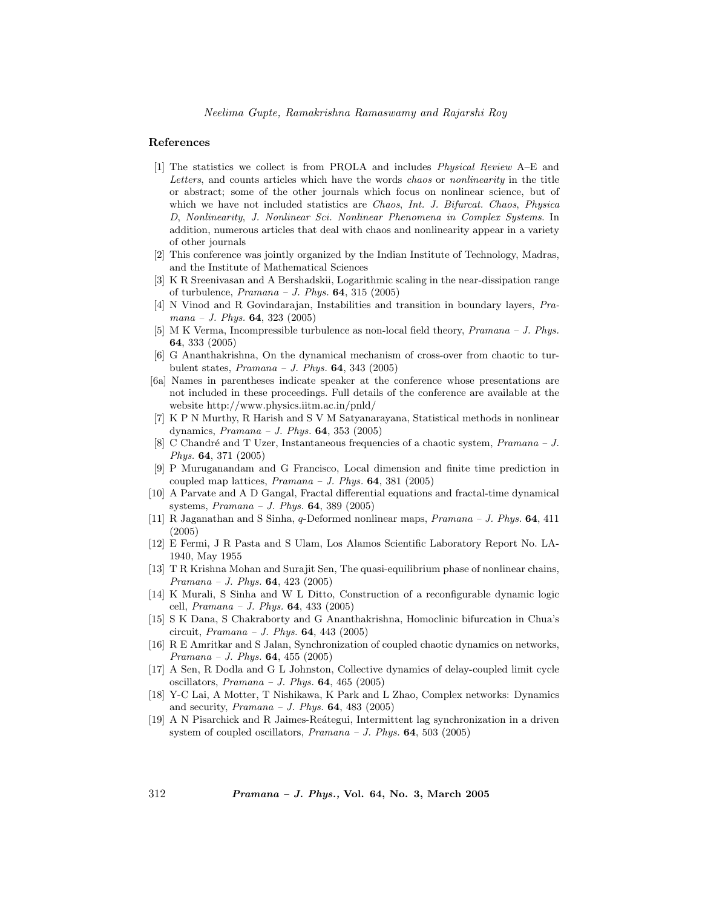## References

[1] The statistics we collect is from PROLA and includes *Physical Review* A–E and *Letters*, and counts articles which have the words *chaos* or *nonlinearity* in the title or abstract; some of the other journals which focus on nonlinear science, but of which we have not included statistics are *Chaos*, *Int. J. Bifurcat. Chaos*, *Physica D*, *Nonlinearity*, *J. Nonlinear Sci. Nonlinear Phenomena in Complex Systems*. In addition, numerous articles that deal with chaos and nonlinearity appear in a variety of other journals

[2] This conference was jointly organized by the Indian Institute of Technology, Madras, and the Institute of Mathematical Sciences

[3] K R Sreenivasan and A Bershadskii, Logarithmic scaling in the near-dissipation range of turbulence, *Pramana – J. Phys.* **64**, 315 (2005)

[4] N Vinod and R Govindarajan, Instabilities and transition in boundary layers, *Pramana – J. Phys.* **64**, 323 (2005)

[5] M K Verma, Incompressible turbulence as non-local field theory, *Pramana – J. Phys.* **64**, 333 (2005)

[6] G Ananthakrishna, On the dynamical mechanism of cross-over from chaotic to turbulent states, *Pramana – J. Phys.* **64**, 343 (2005)

[6a] Names in parentheses indicate speaker at the conference whose presentations are not included in these proceedings. Full details of the conference are available at the website http://www.physics.iitm.ac.in/pnld/

[7] K P N Murthy, R Harish and S V M Satyanarayana, Statistical methods in nonlinear dynamics, *Pramana – J. Phys.* **64**, 353 (2005)

[8] C Chandré and T Uzer, Instantaneous frequencies of a chaotic system, *Pramana – J. Phys.* **64**, 371 (2005)

[9] P Muruganandam and G Francisco, Local dimension and finite time prediction in coupled map lattices, *Pramana – J. Phys.* **64**, 381 (2005)

[10] A Parvate and A D Gangal, Fractal differential equations and fractal-time dynamical systems, *Pramana – J. Phys.* **64**, 389 (2005)

[11] R Jaganathan and S Sinha, *q*-Deformed nonlinear maps, *Pramana – J. Phys.* **64**, 411 (2005)

[12] E Fermi, J R Pasta and S Ulam, Los Alamos Scientific Laboratory Report No. LA-1940, May 1955

[13] T R Krishna Mohan and Surajit Sen, The quasi-equilibrium phase of nonlinear chains, *Pramana – J. Phys.* **64**, 423 (2005)

[14] K Murali, S Sinha and W L Ditto, Construction of a reconfigurable dynamic logic cell, *Pramana – J. Phys.* **64**, 433 (2005)

[15] S K Dana, S Chakraborty and G Ananthakrishna, Homoclinic bifurcation in Chua's circuit, *Pramana – J. Phys.* **64**, 443 (2005)

[16] R E Amritkar and S Jalan, Synchronization of coupled chaotic dynamics on networks, *Pramana – J. Phys.* **64**, 455 (2005)

[17] A Sen, R Dodla and G L Johnston, Collective dynamics of delay-coupled limit cycle oscillators, *Pramana – J. Phys.* **64**, 465 (2005)

[18] Y-C Lai, A Motter, T Nishikawa, K Park and L Zhao, Complex networks: Dynamics and security, *Pramana – J. Phys.* **64**, 483 (2005)

[19] A N Pisarchick and R Jaimes-Reátegui, Intermittent lag synchronization in a driven system of coupled oscillators, *Pramana – J. Phys.* **64**, 503 (2005)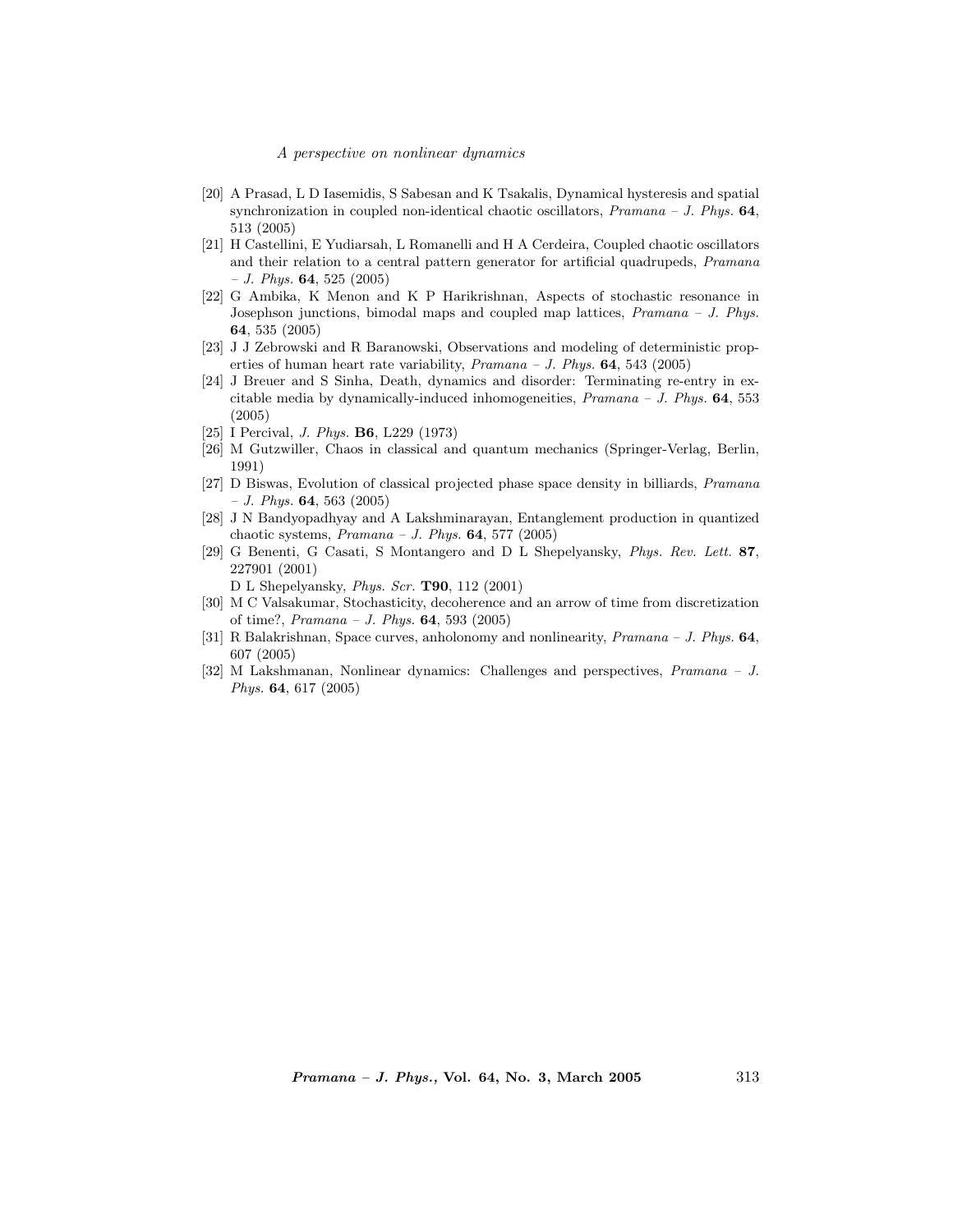[20] A Prasad, L D Iasemidis, S Sabesan and K Tsakalis, Dynamical hysteresis and spatial synchronization in coupled non-identical chaotic oscillators, *Pramana – J. Phys.* **64**, 513 (2005)

[21] H Castellini, E Yudiarsah, L Romanelli and H A Cerdeira, Coupled chaotic oscillators and their relation to a central pattern generator for artificial quadrupeds, *Pramana – J. Phys.* **64**, 525 (2005)

[22] G Ambika, K Menon and K P Harikrishnan, Aspects of stochastic resonance in Josephson junctions, bimodal maps and coupled map lattices, *Pramana – J. Phys.* **64**, 535 (2005)

[23] J J Zebrowski and R Baranowski, Observations and modeling of deterministic properties of human heart rate variability, *Pramana – J. Phys.* **64**, 543 (2005)

[24] J Breuer and S Sinha, Death, dynamics and disorder: Terminating re-entry in excitable media by dynamically-induced inhomogeneities, *Pramana – J. Phys.* **64**, 553 (2005)

[25] I Percival, *J. Phys.* **B6**, L229 (1973)

[26] M Gutzwiller, Chaos in classical and quantum mechanics (Springer-Verlag, Berlin, 1991)

[27] D Biswas, Evolution of classical projected phase space density in billiards, *Pramana – J. Phys.* **64**, 563 (2005)

[28] J N Bandyopadhyay and A Lakshminarayan, Entanglement production in quantized chaotic systems, *Pramana – J. Phys.* **64**, 577 (2005)

[29] G Benenti, G Casati, S Montangero and D L Shepelyansky, *Phys. Rev. Lett.* **87**, 227901 (2001)
D L Shepelyansky, *Phys. Scr.* **T90**, 112 (2001)

[30] M C Valsakumar, Stochasticity, decoherence and an arrow of time from discretization of time?, *Pramana – J. Phys.* **64**, 593 (2005)

[31] R Balakrishnan, Space curves, anholonomy and nonlinearity, *Pramana – J. Phys.* **64**, 607 (2005)

[32] M Lakshmanan, Nonlinear dynamics: Challenges and perspectives, *Pramana – J. Phys.* **64**, 617 (2005)